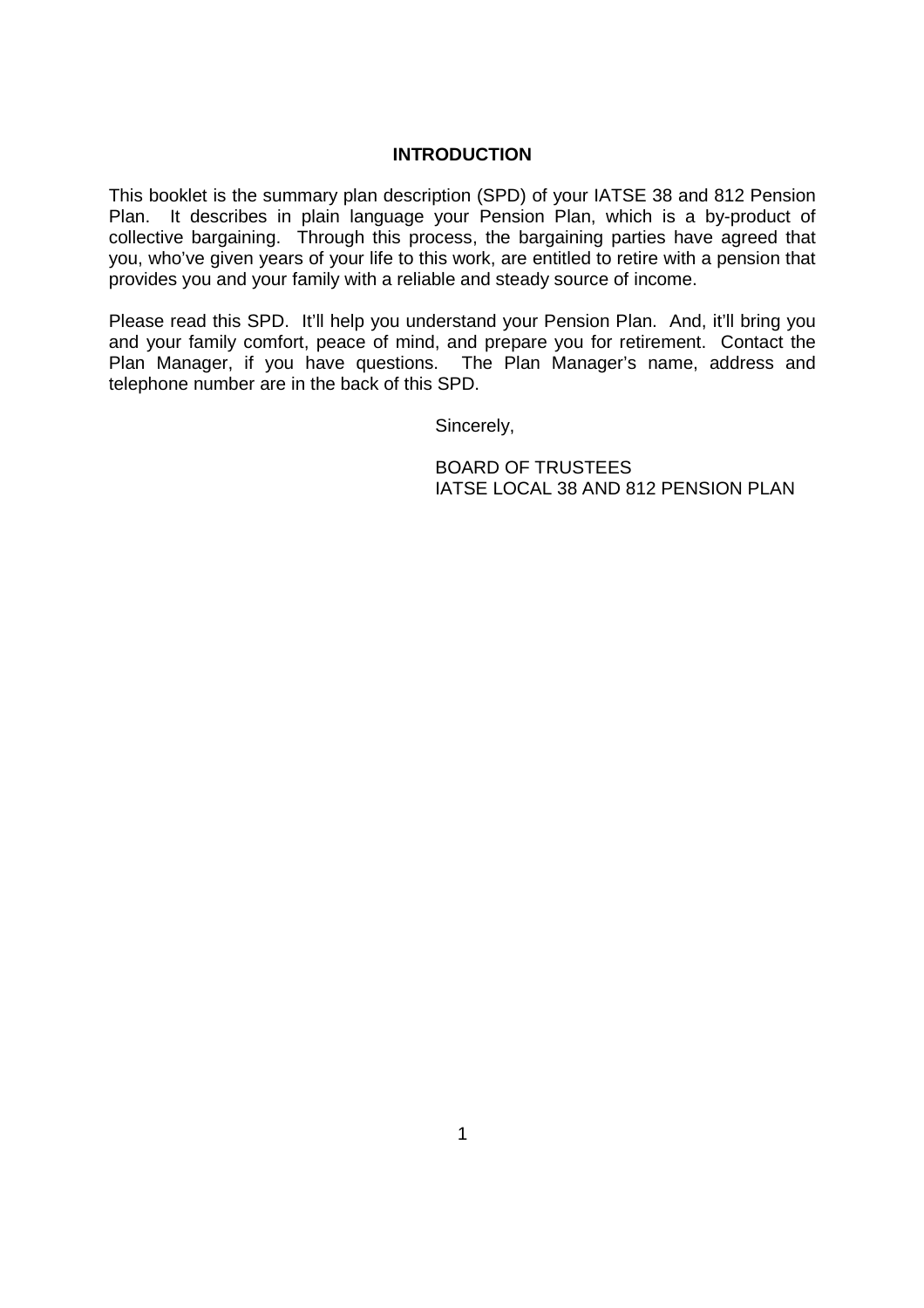# INTRODUCTION

This booklet is the summary plan description (SPD) of your IATSE 38 and 812 Pension Plan. It describes in plain language your Pension Plan, which is a by-product of collective bargaining. Through this process, the bargaining parties have agreed that you, who've given years of your life to this work, are entitled to retire with a pension that provides you and your family with a reliable and steady source of income.

Please read this SPD. It'll help you understand your Pension Plan. And, it'll bring you and your family comfort, peace of mind, and prepare you for retirement. Contact the Plan Manager, if you have questions. The Plan Manager's name, address and telephone number are in the back of this SPD.

Sincerely,

BOARD OF TRUSTEES
IATSE LOCAL 38 AND 812 PENSION PLAN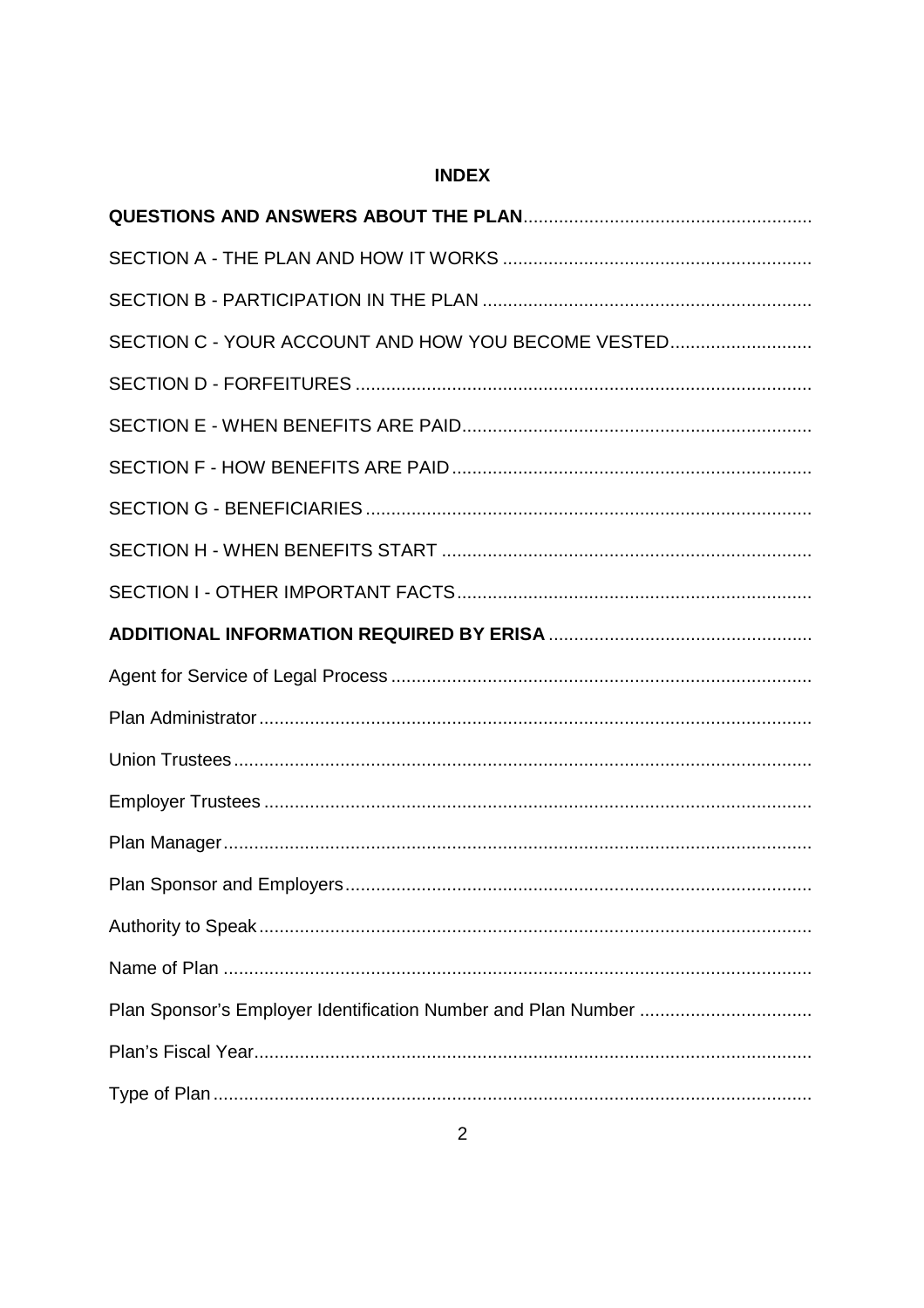## INDEX

**QUESTIONS AND ANSWERS ABOUT THE PLAN**

SECTION A - THE PLAN AND HOW IT WORKS

SECTION B - PARTICIPATION IN THE PLAN

SECTION C - YOUR ACCOUNT AND HOW YOU BECOME VESTED

SECTION D - FORFEITURES

SECTION E - WHEN BENEFITS ARE PAID

SECTION F - HOW BENEFITS ARE PAID

SECTION G - BENEFICIARIES

SECTION H - WHEN BENEFITS START

SECTION I - OTHER IMPORTANT FACTS

**ADDITIONAL INFORMATION REQUIRED BY ERISA**

Agent for Service of Legal Process

Plan Administrator

Union Trustees

Employer Trustees

Plan Manager

Plan Sponsor and Employers

Authority to Speak

Name of Plan

Plan Sponsor's Employer Identification Number and Plan Number

Plan's Fiscal Year

Type of Plan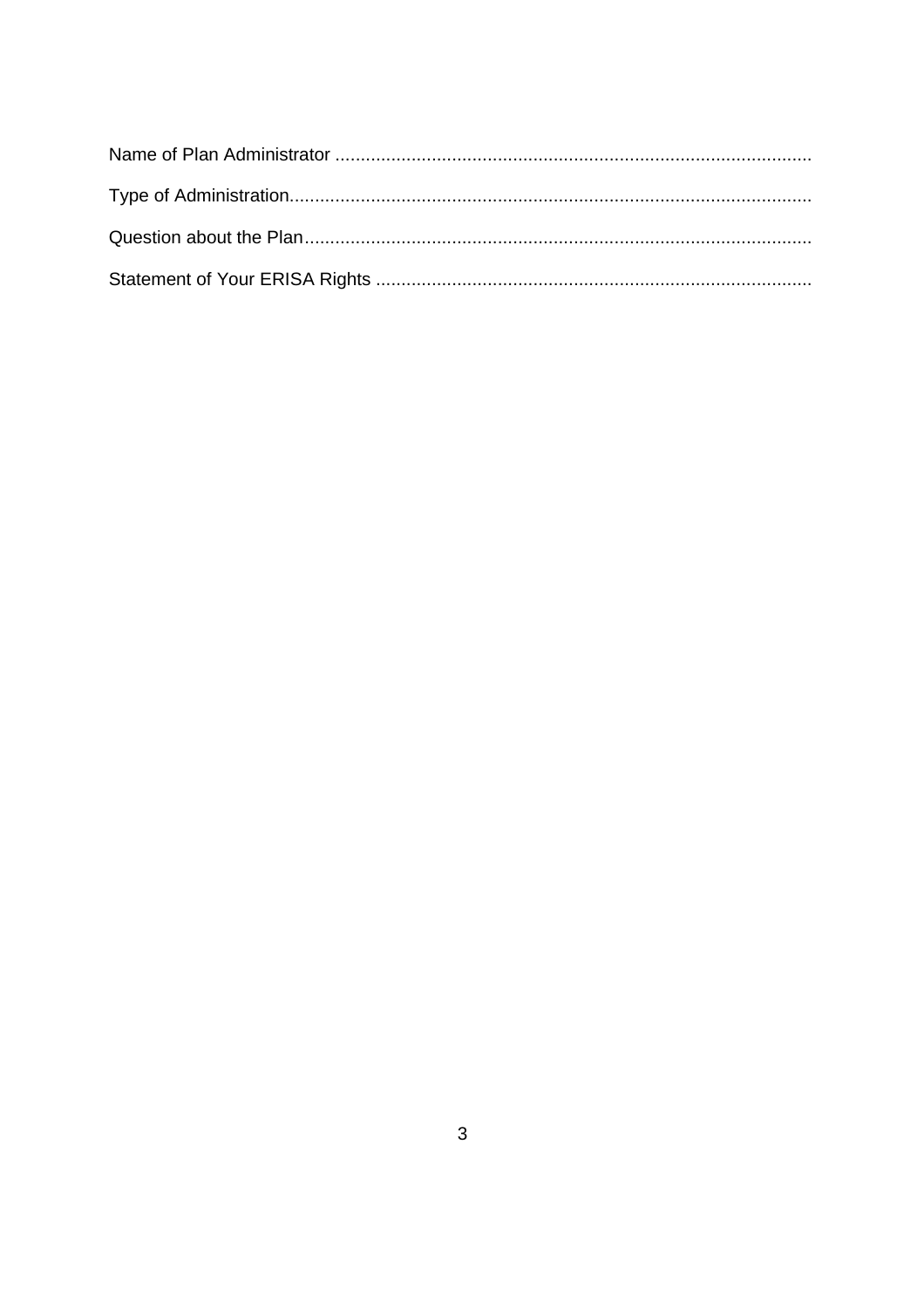Name of Plan Administrator ............................................................................................

Type of Administration.....................................................................................................

Question about the Plan..................................................................................................

Statement of Your ERISA Rights ....................................................................................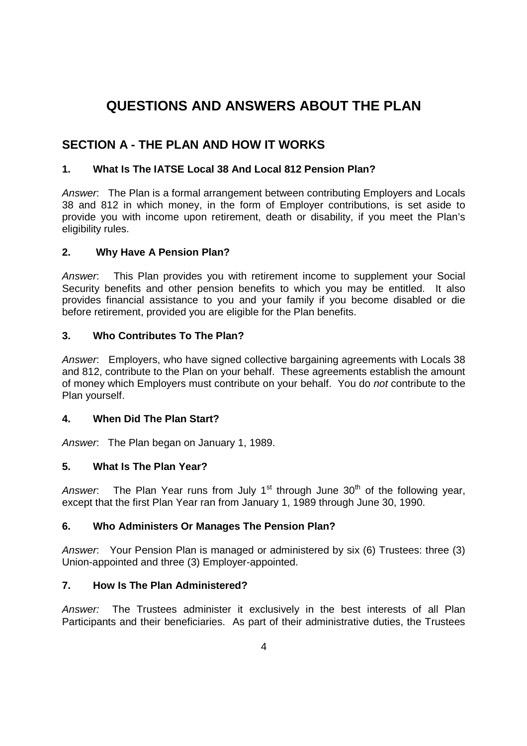# QUESTIONS AND ANSWERS ABOUT THE PLAN

## SECTION A - THE PLAN AND HOW IT WORKS

### 1. What Is The IATSE Local 38 And Local 812 Pension Plan?

*Answer*: The Plan is a formal arrangement between contributing Employers and Locals 38 and 812 in which money, in the form of Employer contributions, is set aside to provide you with income upon retirement, death or disability, if you meet the Plan's eligibility rules.

### 2. Why Have A Pension Plan?

*Answer*: This Plan provides you with retirement income to supplement your Social Security benefits and other pension benefits to which you may be entitled. It also provides financial assistance to you and your family if you become disabled or die before retirement, provided you are eligible for the Plan benefits.

### 3. Who Contributes To The Plan?

*Answer*: Employers, who have signed collective bargaining agreements with Locals 38 and 812, contribute to the Plan on your behalf. These agreements establish the amount of money which Employers must contribute on your behalf. You do *not* contribute to the Plan yourself.

### 4. When Did The Plan Start?

*Answer*: The Plan began on January 1, 1989.

### 5. What Is The Plan Year?

*Answer*: The Plan Year runs from July 1st through June 30th of the following year, except that the first Plan Year ran from January 1, 1989 through June 30, 1990.

### 6. Who Administers Or Manages The Pension Plan?

*Answer*: Your Pension Plan is managed or administered by six (6) Trustees: three (3) Union-appointed and three (3) Employer-appointed.

### 7. How Is The Plan Administered?

*Answer:* The Trustees administer it exclusively in the best interests of all Plan Participants and their beneficiaries. As part of their administrative duties, the Trustees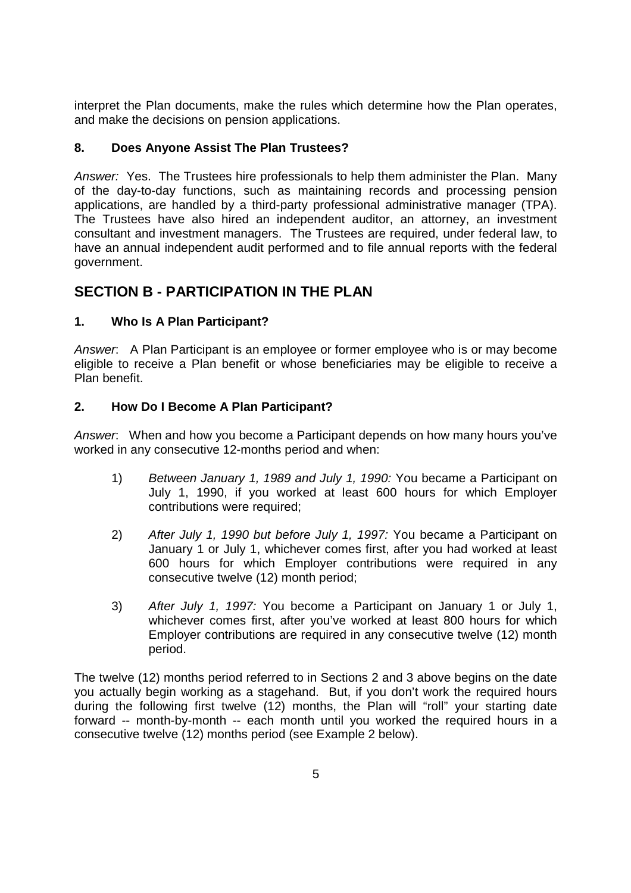interpret the Plan documents, make the rules which determine how the Plan operates, and make the decisions on pension applications.

### 8. Does Anyone Assist The Plan Trustees?

*Answer:* Yes. The Trustees hire professionals to help them administer the Plan. Many of the day-to-day functions, such as maintaining records and processing pension applications, are handled by a third-party professional administrative manager (TPA). The Trustees have also hired an independent auditor, an attorney, an investment consultant and investment managers. The Trustees are required, under federal law, to have an annual independent audit performed and to file annual reports with the federal government.

## SECTION B - PARTICIPATION IN THE PLAN

### 1. Who Is A Plan Participant?

*Answer*: A Plan Participant is an employee or former employee who is or may become eligible to receive a Plan benefit or whose beneficiaries may be eligible to receive a Plan benefit.

### 2. How Do I Become A Plan Participant?

*Answer*: When and how you become a Participant depends on how many hours you've worked in any consecutive 12-months period and when:

1) *Between January 1, 1989 and July 1, 1990:* You became a Participant on July 1, 1990, if you worked at least 600 hours for which Employer contributions were required;

2) *After July 1, 1990 but before July 1, 1997:* You became a Participant on January 1 or July 1, whichever comes first, after you had worked at least 600 hours for which Employer contributions were required in any consecutive twelve (12) month period;

3) *After July 1, 1997:* You become a Participant on January 1 or July 1, whichever comes first, after you've worked at least 800 hours for which Employer contributions are required in any consecutive twelve (12) month period.

The twelve (12) months period referred to in Sections 2 and 3 above begins on the date you actually begin working as a stagehand. But, if you don't work the required hours during the following first twelve (12) months, the Plan will "roll" your starting date forward -- month-by-month -- each month until you worked the required hours in a consecutive twelve (12) months period (see Example 2 below).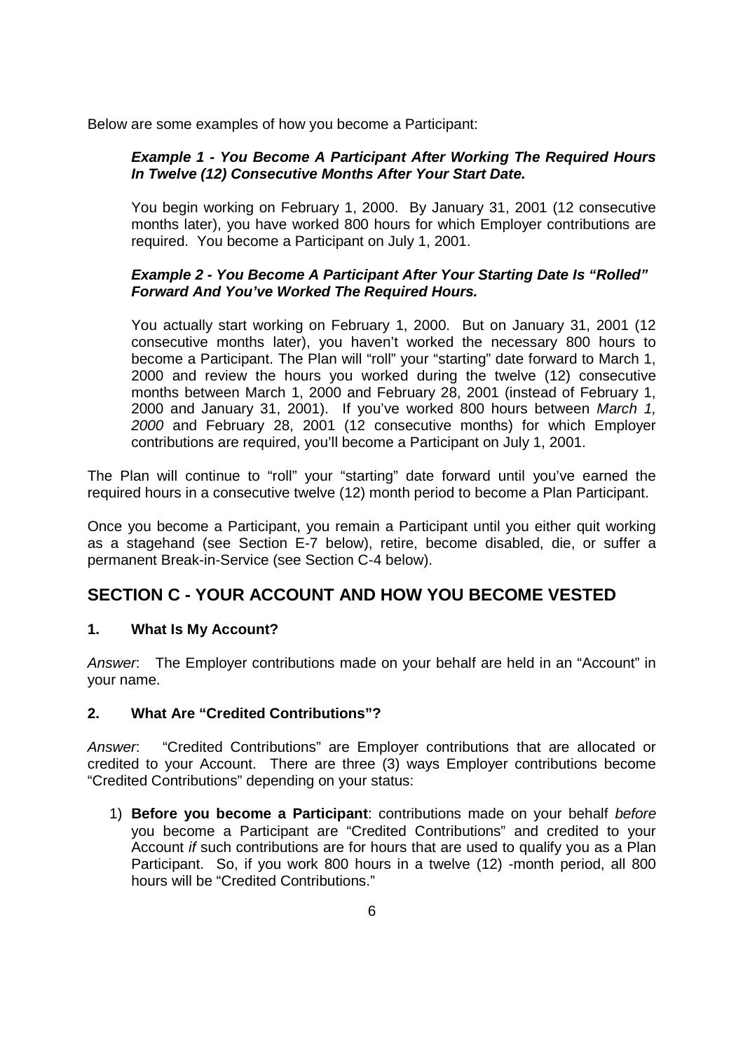Below are some examples of how you become a Participant:

***Example 1 - You Become A Participant After Working The Required Hours In Twelve (12) Consecutive Months After Your Start Date.***

You begin working on February 1, 2000. By January 31, 2001 (12 consecutive months later), you have worked 800 hours for which Employer contributions are required. You become a Participant on July 1, 2001.

***Example 2 - You Become A Participant After Your Starting Date Is "Rolled" Forward And You've Worked The Required Hours.***

You actually start working on February 1, 2000. But on January 31, 2001 (12 consecutive months later), you haven't worked the necessary 800 hours to become a Participant. The Plan will "roll" your "starting" date forward to March 1, 2000 and review the hours you worked during the twelve (12) consecutive months between March 1, 2000 and February 28, 2001 (instead of February 1, 2000 and January 31, 2001). If you've worked 800 hours between *March 1, 2000* and February 28, 2001 (12 consecutive months) for which Employer contributions are required, you'll become a Participant on July 1, 2001.

The Plan will continue to "roll" your "starting" date forward until you've earned the required hours in a consecutive twelve (12) month period to become a Plan Participant.

Once you become a Participant, you remain a Participant until you either quit working as a stagehand (see Section E-7 below), retire, become disabled, die, or suffer a permanent Break-in-Service (see Section C-4 below).

## SECTION C - YOUR ACCOUNT AND HOW YOU BECOME VESTED

### 1. What Is My Account?

*Answer*: The Employer contributions made on your behalf are held in an "Account" in your name.

### 2. What Are "Credited Contributions"?

*Answer*: "Credited Contributions" are Employer contributions that are allocated or credited to your Account. There are three (3) ways Employer contributions become "Credited Contributions" depending on your status:

1) **Before you become a Participant**: contributions made on your behalf *before* you become a Participant are "Credited Contributions" and credited to your Account *if* such contributions are for hours that are used to qualify you as a Plan Participant. So, if you work 800 hours in a twelve (12) -month period, all 800 hours will be "Credited Contributions."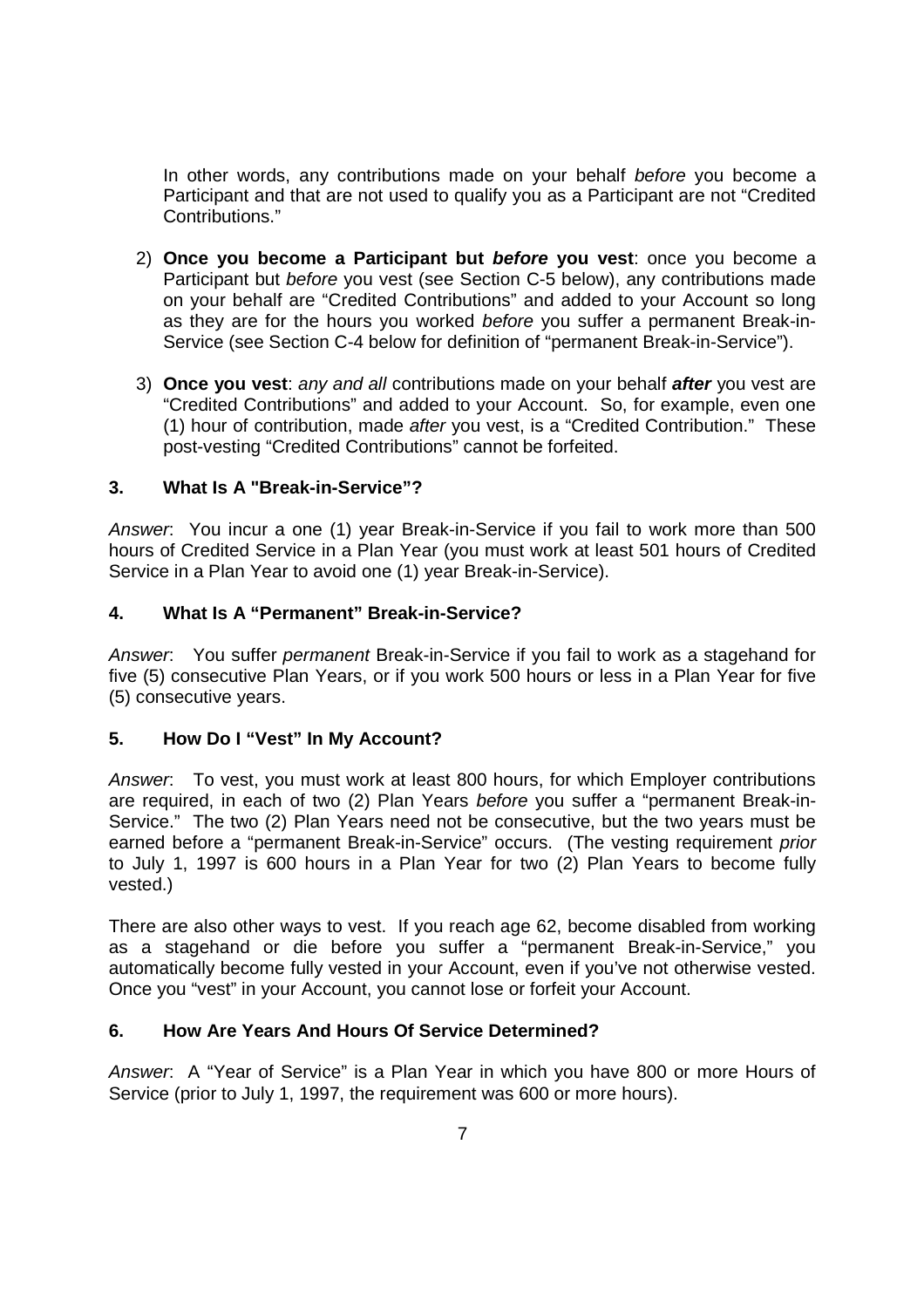In other words, any contributions made on your behalf *before* you become a Participant and that are not used to qualify you as a Participant are not "Credited Contributions."

2) **Once you become a Participant but *before* you vest**: once you become a Participant but *before* you vest (see Section C-5 below), any contributions made on your behalf are "Credited Contributions" and added to your Account so long as they are for the hours you worked *before* you suffer a permanent Break-in-Service (see Section C-4 below for definition of "permanent Break-in-Service").

3) **Once you vest**: *any and all* contributions made on your behalf ***after*** you vest are "Credited Contributions" and added to your Account. So, for example, even one (1) hour of contribution, made *after* you vest, is a "Credited Contribution." These post-vesting "Credited Contributions" cannot be forfeited.

### 3. What Is A "Break-in-Service"?

*Answer*: You incur a one (1) year Break-in-Service if you fail to work more than 500 hours of Credited Service in a Plan Year (you must work at least 501 hours of Credited Service in a Plan Year to avoid one (1) year Break-in-Service).

### 4. What Is A "Permanent" Break-in-Service?

*Answer*: You suffer *permanent* Break-in-Service if you fail to work as a stagehand for five (5) consecutive Plan Years, or if you work 500 hours or less in a Plan Year for five (5) consecutive years.

### 5. How Do I "Vest" In My Account?

*Answer*: To vest, you must work at least 800 hours, for which Employer contributions are required, in each of two (2) Plan Years *before* you suffer a "permanent Break-in-Service." The two (2) Plan Years need not be consecutive, but the two years must be earned before a "permanent Break-in-Service" occurs. (The vesting requirement *prior* to July 1, 1997 is 600 hours in a Plan Year for two (2) Plan Years to become fully vested.)

There are also other ways to vest. If you reach age 62, become disabled from working as a stagehand or die before you suffer a "permanent Break-in-Service," you automatically become fully vested in your Account, even if you've not otherwise vested. Once you "vest" in your Account, you cannot lose or forfeit your Account.

### 6. How Are Years And Hours Of Service Determined?

*Answer*: A "Year of Service" is a Plan Year in which you have 800 or more Hours of Service (prior to July 1, 1997, the requirement was 600 or more hours).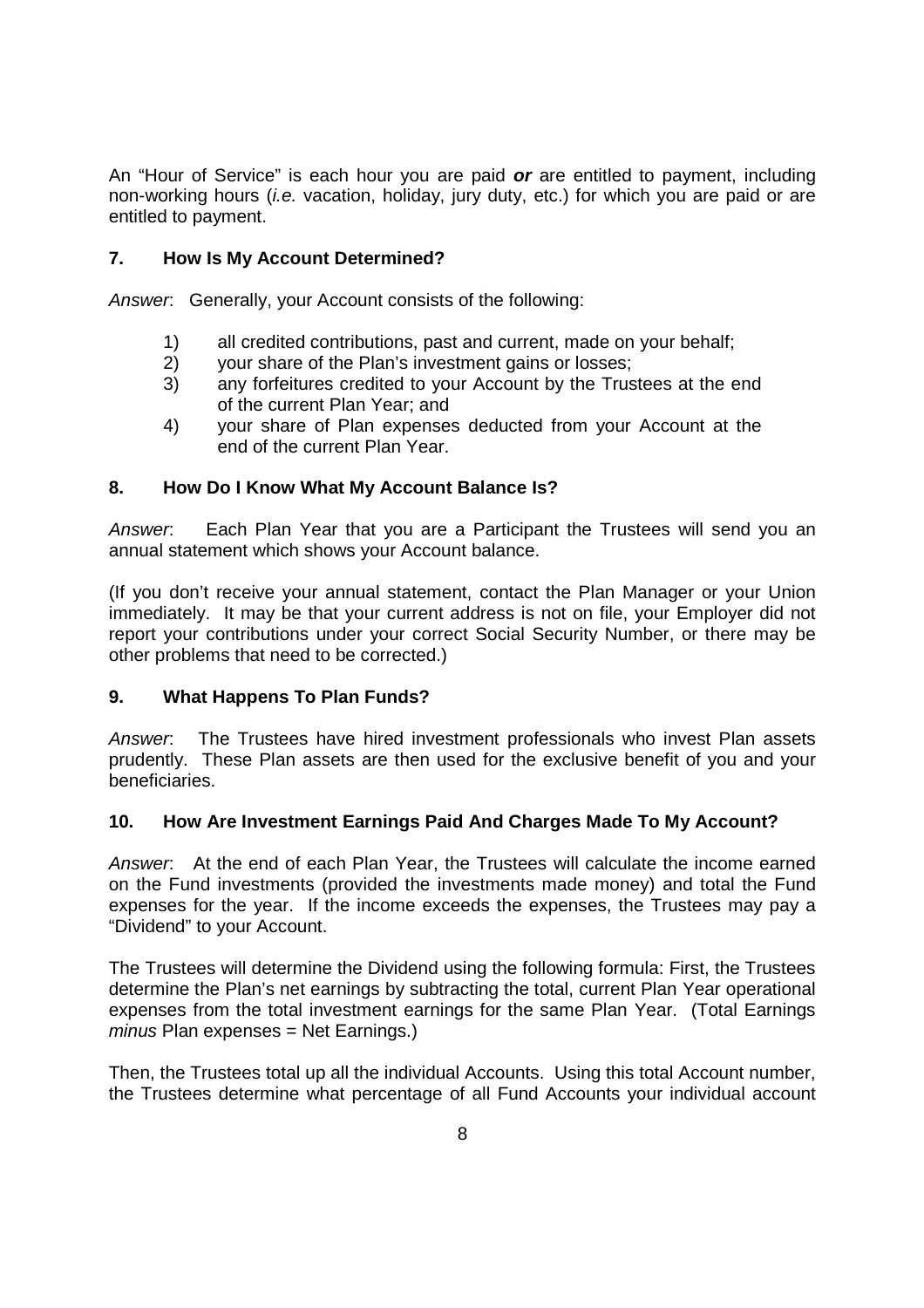An "Hour of Service" is each hour you are paid ***or*** are entitled to payment, including non-working hours (*i.e.* vacation, holiday, jury duty, etc.) for which you are paid or are entitled to payment.

### 7. How Is My Account Determined?

*Answer*: Generally, your Account consists of the following:

1) all credited contributions, past and current, made on your behalf;
2) your share of the Plan's investment gains or losses;
3) any forfeitures credited to your Account by the Trustees at the end of the current Plan Year; and
4) your share of Plan expenses deducted from your Account at the end of the current Plan Year.

### 8. How Do I Know What My Account Balance Is?

*Answer*: Each Plan Year that you are a Participant the Trustees will send you an annual statement which shows your Account balance.

(If you don't receive your annual statement, contact the Plan Manager or your Union immediately. It may be that your current address is not on file, your Employer did not report your contributions under your correct Social Security Number, or there may be other problems that need to be corrected.)

### 9. What Happens To Plan Funds?

*Answer*: The Trustees have hired investment professionals who invest Plan assets prudently. These Plan assets are then used for the exclusive benefit of you and your beneficiaries.

### 10. How Are Investment Earnings Paid And Charges Made To My Account?

*Answer*: At the end of each Plan Year, the Trustees will calculate the income earned on the Fund investments (provided the investments made money) and total the Fund expenses for the year. If the income exceeds the expenses, the Trustees may pay a "Dividend" to your Account.

The Trustees will determine the Dividend using the following formula: First, the Trustees determine the Plan's net earnings by subtracting the total, current Plan Year operational expenses from the total investment earnings for the same Plan Year. (Total Earnings *minus* Plan expenses = Net Earnings.)

Then, the Trustees total up all the individual Accounts. Using this total Account number, the Trustees determine what percentage of all Fund Accounts your individual account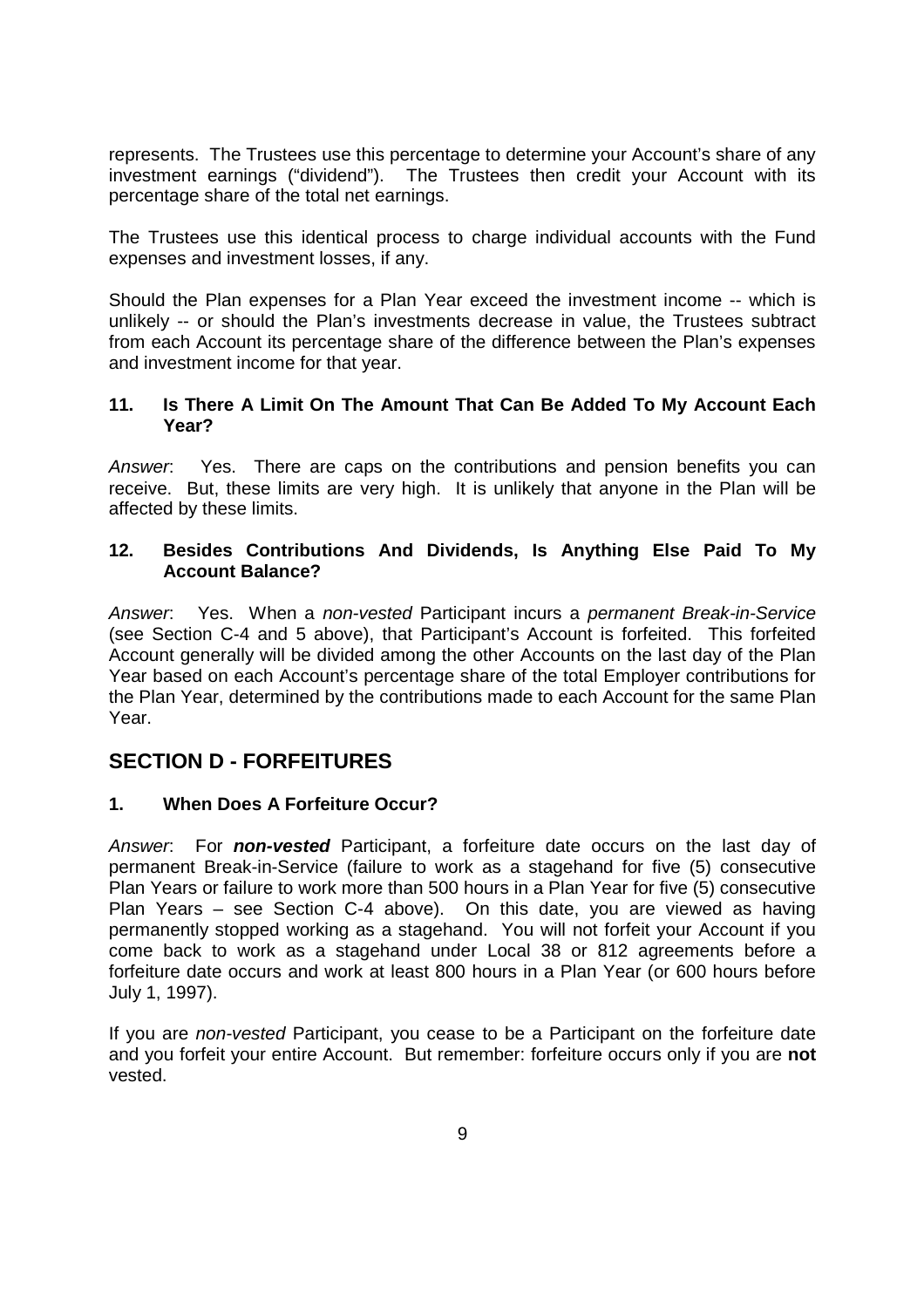represents. The Trustees use this percentage to determine your Account's share of any investment earnings ("dividend"). The Trustees then credit your Account with its percentage share of the total net earnings.

The Trustees use this identical process to charge individual accounts with the Fund expenses and investment losses, if any.

Should the Plan expenses for a Plan Year exceed the investment income -- which is unlikely -- or should the Plan's investments decrease in value, the Trustees subtract from each Account its percentage share of the difference between the Plan's expenses and investment income for that year.

### 11. Is There A Limit On The Amount That Can Be Added To My Account Each Year?

*Answer*: Yes. There are caps on the contributions and pension benefits you can receive. But, these limits are very high. It is unlikely that anyone in the Plan will be affected by these limits.

### 12. Besides Contributions And Dividends, Is Anything Else Paid To My Account Balance?

*Answer*: Yes. When a *non-vested* Participant incurs a *permanent Break-in-Service* (see Section C-4 and 5 above), that Participant's Account is forfeited. This forfeited Account generally will be divided among the other Accounts on the last day of the Plan Year based on each Account's percentage share of the total Employer contributions for the Plan Year, determined by the contributions made to each Account for the same Plan Year.

## SECTION D - FORFEITURES

### 1. When Does A Forfeiture Occur?

*Answer*: For ***non-vested*** Participant, a forfeiture date occurs on the last day of permanent Break-in-Service (failure to work as a stagehand for five (5) consecutive Plan Years or failure to work more than 500 hours in a Plan Year for five (5) consecutive Plan Years – see Section C-4 above). On this date, you are viewed as having permanently stopped working as a stagehand. You will not forfeit your Account if you come back to work as a stagehand under Local 38 or 812 agreements before a forfeiture date occurs and work at least 800 hours in a Plan Year (or 600 hours before July 1, 1997).

If you are *non-vested* Participant, you cease to be a Participant on the forfeiture date and you forfeit your entire Account. But remember: forfeiture occurs only if you are **not** vested.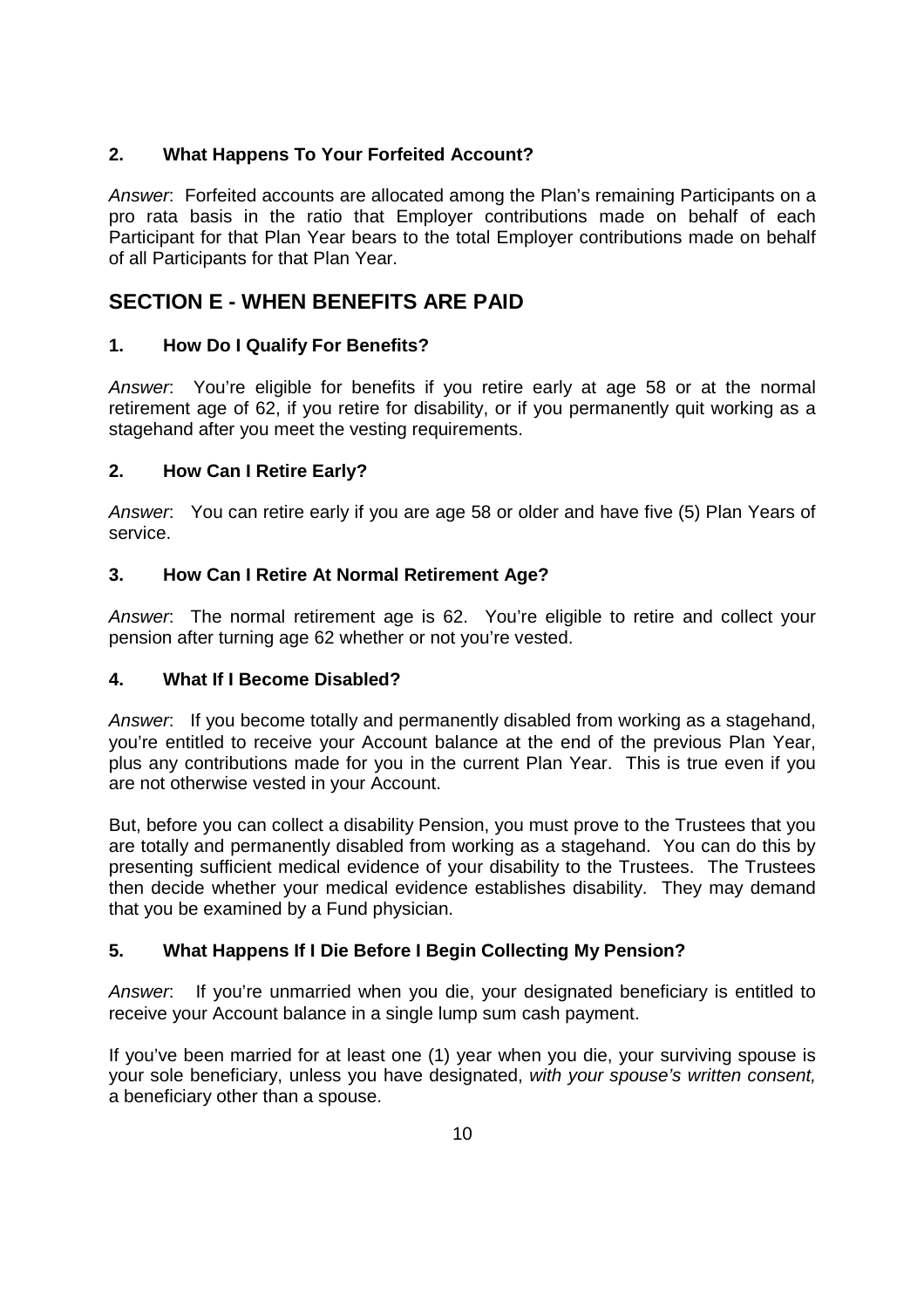### 2. What Happens To Your Forfeited Account?

*Answer*: Forfeited accounts are allocated among the Plan's remaining Participants on a pro rata basis in the ratio that Employer contributions made on behalf of each Participant for that Plan Year bears to the total Employer contributions made on behalf of all Participants for that Plan Year.

## SECTION E - WHEN BENEFITS ARE PAID

### 1. How Do I Qualify For Benefits?

*Answer*: You're eligible for benefits if you retire early at age 58 or at the normal retirement age of 62, if you retire for disability, or if you permanently quit working as a stagehand after you meet the vesting requirements.

### 2. How Can I Retire Early?

*Answer*: You can retire early if you are age 58 or older and have five (5) Plan Years of service.

### 3. How Can I Retire At Normal Retirement Age?

*Answer*: The normal retirement age is 62. You're eligible to retire and collect your pension after turning age 62 whether or not you're vested.

### 4. What If I Become Disabled?

*Answer*: If you become totally and permanently disabled from working as a stagehand, you're entitled to receive your Account balance at the end of the previous Plan Year, plus any contributions made for you in the current Plan Year. This is true even if you are not otherwise vested in your Account.

But, before you can collect a disability Pension, you must prove to the Trustees that you are totally and permanently disabled from working as a stagehand. You can do this by presenting sufficient medical evidence of your disability to the Trustees. The Trustees then decide whether your medical evidence establishes disability. They may demand that you be examined by a Fund physician.

### 5. What Happens If I Die Before I Begin Collecting My Pension?

*Answer*: If you're unmarried when you die, your designated beneficiary is entitled to receive your Account balance in a single lump sum cash payment.

If you've been married for at least one (1) year when you die, your surviving spouse is your sole beneficiary, unless you have designated, *with your spouse's written consent,* a beneficiary other than a spouse.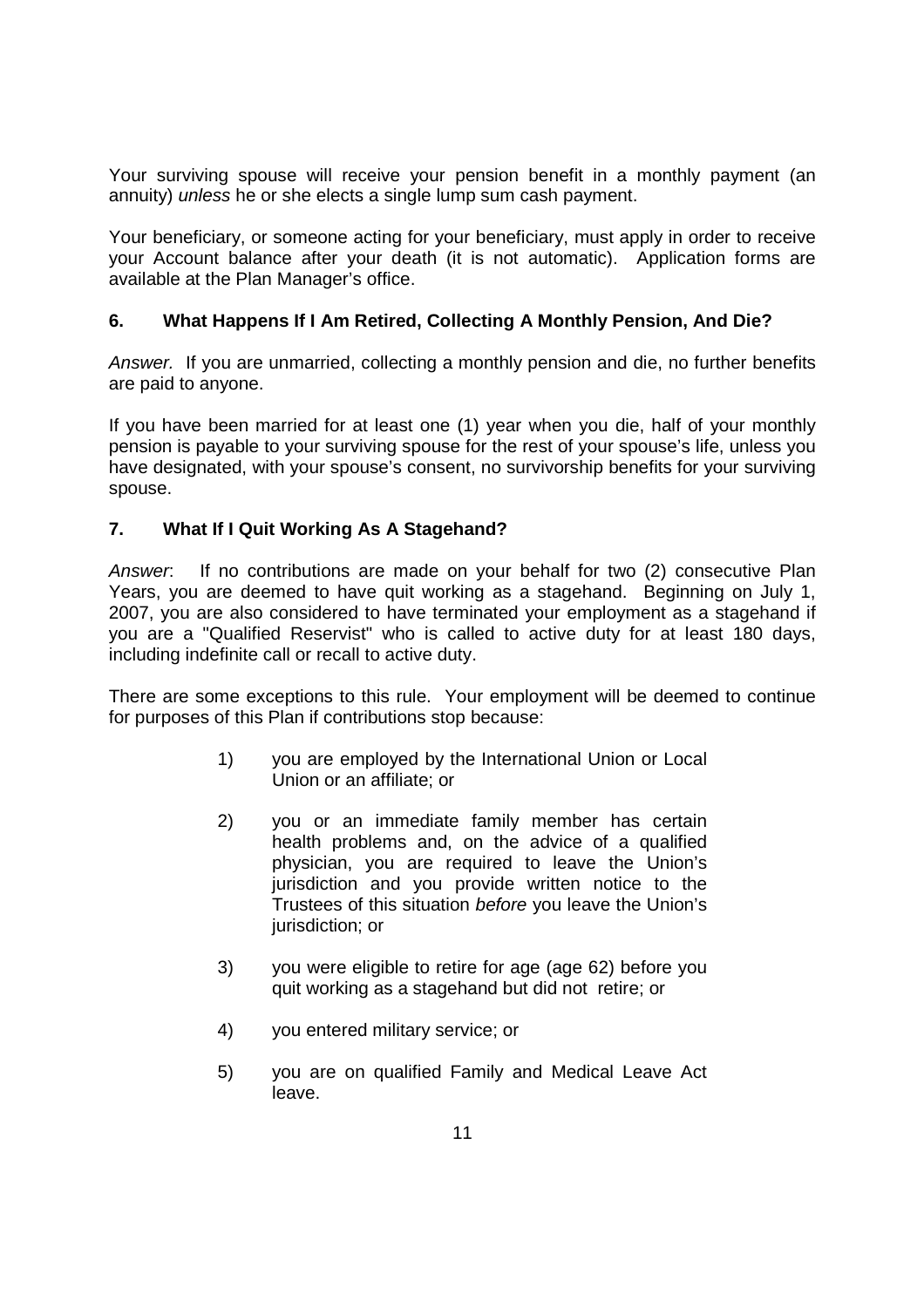Your surviving spouse will receive your pension benefit in a monthly payment (an annuity) *unless* he or she elects a single lump sum cash payment.

Your beneficiary, or someone acting for your beneficiary, must apply in order to receive your Account balance after your death (it is not automatic). Application forms are available at the Plan Manager's office.

### 6. What Happens If I Am Retired, Collecting A Monthly Pension, And Die?

*Answer.* If you are unmarried, collecting a monthly pension and die, no further benefits are paid to anyone.

If you have been married for at least one (1) year when you die, half of your monthly pension is payable to your surviving spouse for the rest of your spouse's life, unless you have designated, with your spouse's consent, no survivorship benefits for your surviving spouse.

### 7. What If I Quit Working As A Stagehand?

*Answer*: If no contributions are made on your behalf for two (2) consecutive Plan Years, you are deemed to have quit working as a stagehand. Beginning on July 1, 2007, you are also considered to have terminated your employment as a stagehand if you are a "Qualified Reservist" who is called to active duty for at least 180 days, including indefinite call or recall to active duty.

There are some exceptions to this rule. Your employment will be deemed to continue for purposes of this Plan if contributions stop because:

1) you are employed by the International Union or Local Union or an affiliate; or

2) you or an immediate family member has certain health problems and, on the advice of a qualified physician, you are required to leave the Union's jurisdiction and you provide written notice to the Trustees of this situation *before* you leave the Union's jurisdiction; or

3) you were eligible to retire for age (age 62) before you quit working as a stagehand but did not retire; or

4) you entered military service; or

5) you are on qualified Family and Medical Leave Act leave.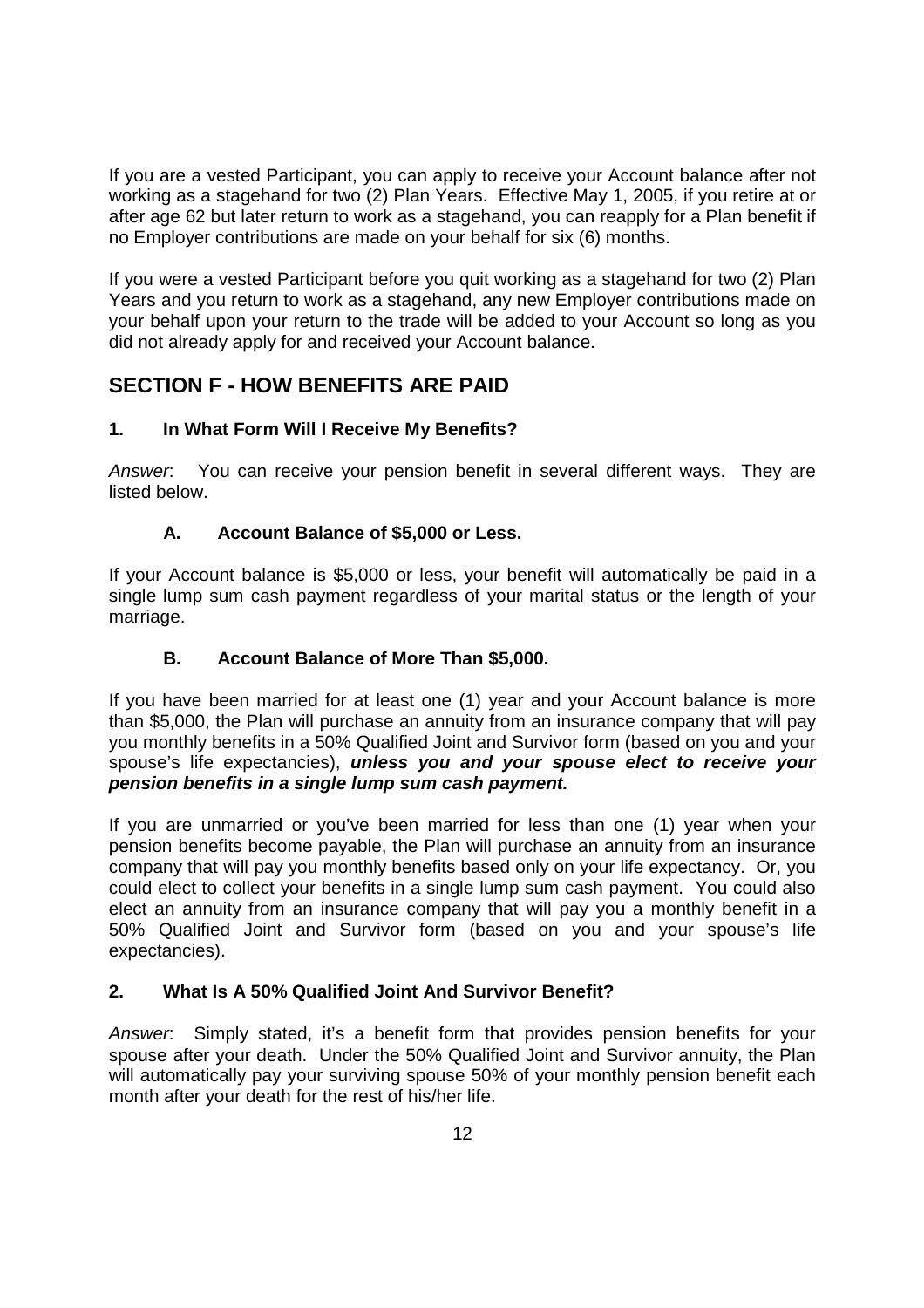If you are a vested Participant, you can apply to receive your Account balance after not working as a stagehand for two (2) Plan Years. Effective May 1, 2005, if you retire at or after age 62 but later return to work as a stagehand, you can reapply for a Plan benefit if no Employer contributions are made on your behalf for six (6) months.

If you were a vested Participant before you quit working as a stagehand for two (2) Plan Years and you return to work as a stagehand, any new Employer contributions made on your behalf upon your return to the trade will be added to your Account so long as you did not already apply for and received your Account balance.

## SECTION F - HOW BENEFITS ARE PAID

### 1. In What Form Will I Receive My Benefits?

*Answer*: You can receive your pension benefit in several different ways. They are listed below.

#### A. Account Balance of $5,000 or Less.

If your Account balance is $5,000 or less, your benefit will automatically be paid in a single lump sum cash payment regardless of your marital status or the length of your marriage.

#### B. Account Balance of More Than $5,000.

If you have been married for at least one (1) year and your Account balance is more than $5,000, the Plan will purchase an annuity from an insurance company that will pay you monthly benefits in a 50% Qualified Joint and Survivor form (based on you and your spouse's life expectancies), ***unless you and your spouse elect to receive your pension benefits in a single lump sum cash payment.***

If you are unmarried or you've been married for less than one (1) year when your pension benefits become payable, the Plan will purchase an annuity from an insurance company that will pay you monthly benefits based only on your life expectancy. Or, you could elect to collect your benefits in a single lump sum cash payment. You could also elect an annuity from an insurance company that will pay you a monthly benefit in a 50% Qualified Joint and Survivor form (based on you and your spouse's life expectancies).

### 2. What Is A 50% Qualified Joint And Survivor Benefit?

*Answer*: Simply stated, it's a benefit form that provides pension benefits for your spouse after your death. Under the 50% Qualified Joint and Survivor annuity, the Plan will automatically pay your surviving spouse 50% of your monthly pension benefit each month after your death for the rest of his/her life.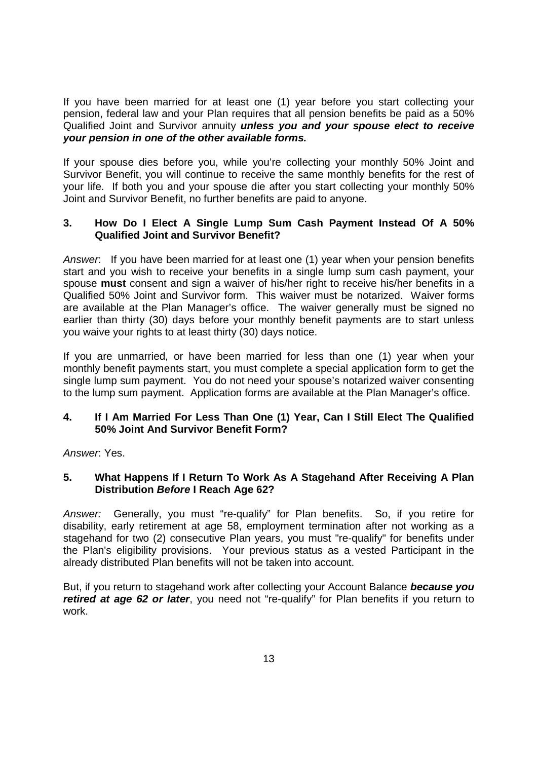If you have been married for at least one (1) year before you start collecting your pension, federal law and your Plan requires that all pension benefits be paid as a 50% Qualified Joint and Survivor annuity ***unless you and your spouse elect to receive your pension in one of the other available forms.***

If your spouse dies before you, while you're collecting your monthly 50% Joint and Survivor Benefit, you will continue to receive the same monthly benefits for the rest of your life. If both you and your spouse die after you start collecting your monthly 50% Joint and Survivor Benefit, no further benefits are paid to anyone.

### 3. How Do I Elect A Single Lump Sum Cash Payment Instead Of A 50% Qualified Joint and Survivor Benefit?

*Answer*: If you have been married for at least one (1) year when your pension benefits start and you wish to receive your benefits in a single lump sum cash payment, your spouse **must** consent and sign a waiver of his/her right to receive his/her benefits in a Qualified 50% Joint and Survivor form. This waiver must be notarized. Waiver forms are available at the Plan Manager's office. The waiver generally must be signed no earlier than thirty (30) days before your monthly benefit payments are to start unless you waive your rights to at least thirty (30) days notice.

If you are unmarried, or have been married for less than one (1) year when your monthly benefit payments start, you must complete a special application form to get the single lump sum payment. You do not need your spouse's notarized waiver consenting to the lump sum payment. Application forms are available at the Plan Manager's office.

### 4. If I Am Married For Less Than One (1) Year, Can I Still Elect The Qualified 50% Joint And Survivor Benefit Form?

*Answer*: Yes.

### 5. What Happens If I Return To Work As A Stagehand After Receiving A Plan Distribution *Before* I Reach Age 62?

*Answer:* Generally, you must "re-qualify" for Plan benefits. So, if you retire for disability, early retirement at age 58, employment termination after not working as a stagehand for two (2) consecutive Plan years, you must "re-qualify" for benefits under the Plan's eligibility provisions. Your previous status as a vested Participant in the already distributed Plan benefits will not be taken into account.

But, if you return to stagehand work after collecting your Account Balance ***because you retired at age 62 or later***, you need not "re-qualify" for Plan benefits if you return to work.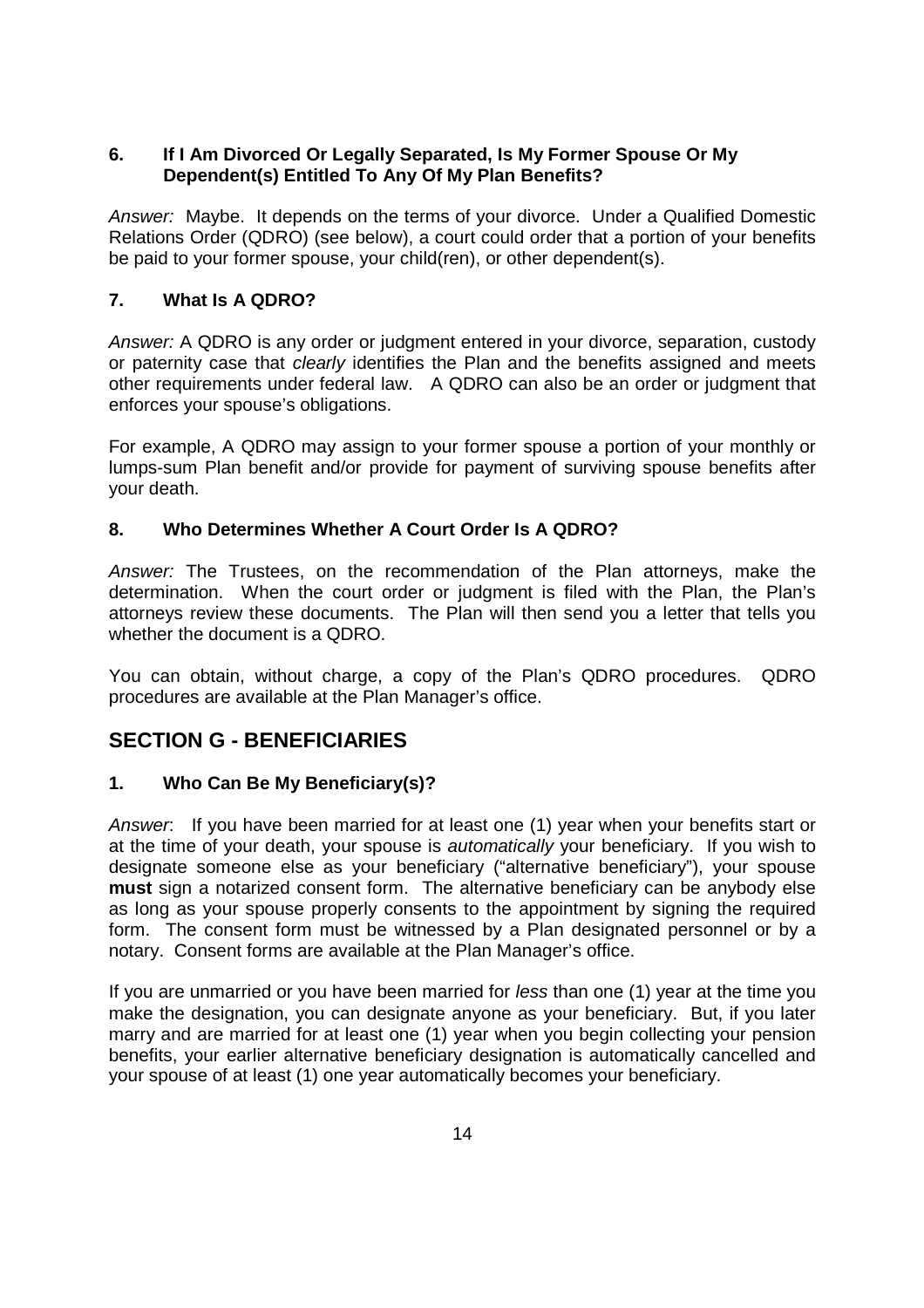### 6. If I Am Divorced Or Legally Separated, Is My Former Spouse Or My Dependent(s) Entitled To Any Of My Plan Benefits?

*Answer:* Maybe. It depends on the terms of your divorce. Under a Qualified Domestic Relations Order (QDRO) (see below), a court could order that a portion of your benefits be paid to your former spouse, your child(ren), or other dependent(s).

### 7. What Is A QDRO?

*Answer:* A QDRO is any order or judgment entered in your divorce, separation, custody or paternity case that *clearly* identifies the Plan and the benefits assigned and meets other requirements under federal law. A QDRO can also be an order or judgment that enforces your spouse's obligations.

For example, A QDRO may assign to your former spouse a portion of your monthly or lumps-sum Plan benefit and/or provide for payment of surviving spouse benefits after your death.

### 8. Who Determines Whether A Court Order Is A QDRO?

*Answer:* The Trustees, on the recommendation of the Plan attorneys, make the determination. When the court order or judgment is filed with the Plan, the Plan's attorneys review these documents. The Plan will then send you a letter that tells you whether the document is a QDRO.

You can obtain, without charge, a copy of the Plan's QDRO procedures. QDRO procedures are available at the Plan Manager's office.

## SECTION G - BENEFICIARIES

### 1. Who Can Be My Beneficiary(s)?

*Answer*: If you have been married for at least one (1) year when your benefits start or at the time of your death, your spouse is *automatically* your beneficiary. If you wish to designate someone else as your beneficiary ("alternative beneficiary"), your spouse **must** sign a notarized consent form. The alternative beneficiary can be anybody else as long as your spouse properly consents to the appointment by signing the required form. The consent form must be witnessed by a Plan designated personnel or by a notary. Consent forms are available at the Plan Manager's office.

If you are unmarried or you have been married for *less* than one (1) year at the time you make the designation, you can designate anyone as your beneficiary. But, if you later marry and are married for at least one (1) year when you begin collecting your pension benefits, your earlier alternative beneficiary designation is automatically cancelled and your spouse of at least (1) one year automatically becomes your beneficiary.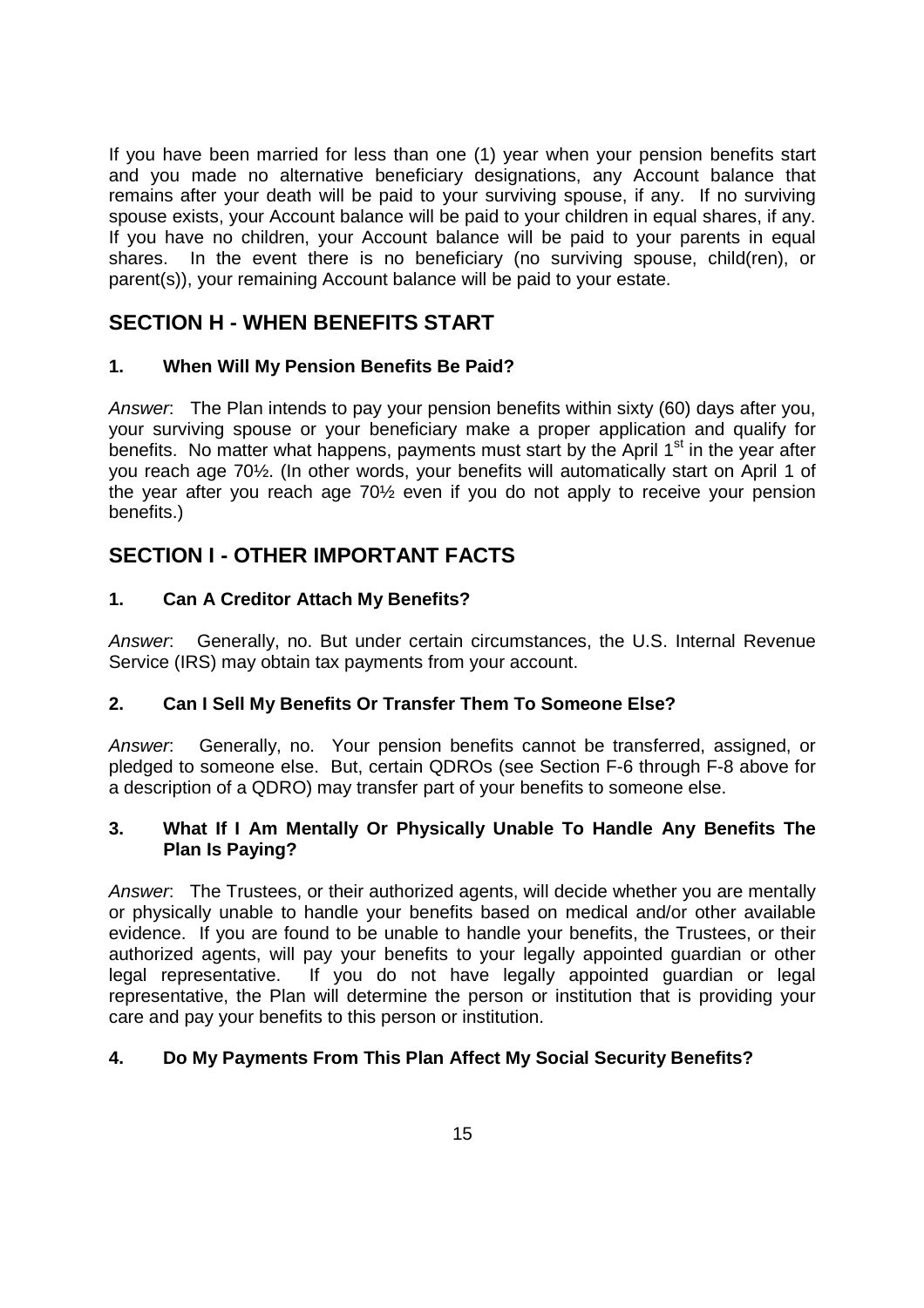If you have been married for less than one (1) year when your pension benefits start and you made no alternative beneficiary designations, any Account balance that remains after your death will be paid to your surviving spouse, if any. If no surviving spouse exists, your Account balance will be paid to your children in equal shares, if any. If you have no children, your Account balance will be paid to your parents in equal shares. In the event there is no beneficiary (no surviving spouse, child(ren), or parent(s)), your remaining Account balance will be paid to your estate.

## SECTION H - WHEN BENEFITS START

### 1. When Will My Pension Benefits Be Paid?

*Answer*: The Plan intends to pay your pension benefits within sixty (60) days after you, your surviving spouse or your beneficiary make a proper application and qualify for benefits. No matter what happens, payments must start by the April 1st in the year after you reach age 70½. (In other words, your benefits will automatically start on April 1 of the year after you reach age 70½ even if you do not apply to receive your pension benefits.)

## SECTION I - OTHER IMPORTANT FACTS

### 1. Can A Creditor Attach My Benefits?

*Answer*: Generally, no. But under certain circumstances, the U.S. Internal Revenue Service (IRS) may obtain tax payments from your account.

### 2. Can I Sell My Benefits Or Transfer Them To Someone Else?

*Answer*: Generally, no. Your pension benefits cannot be transferred, assigned, or pledged to someone else. But, certain QDROs (see Section F-6 through F-8 above for a description of a QDRO) may transfer part of your benefits to someone else.

### 3. What If I Am Mentally Or Physically Unable To Handle Any Benefits The Plan Is Paying?

*Answer*: The Trustees, or their authorized agents, will decide whether you are mentally or physically unable to handle your benefits based on medical and/or other available evidence. If you are found to be unable to handle your benefits, the Trustees, or their authorized agents, will pay your benefits to your legally appointed guardian or other legal representative. If you do not have legally appointed guardian or legal representative, the Plan will determine the person or institution that is providing your care and pay your benefits to this person or institution.

### 4. Do My Payments From This Plan Affect My Social Security Benefits?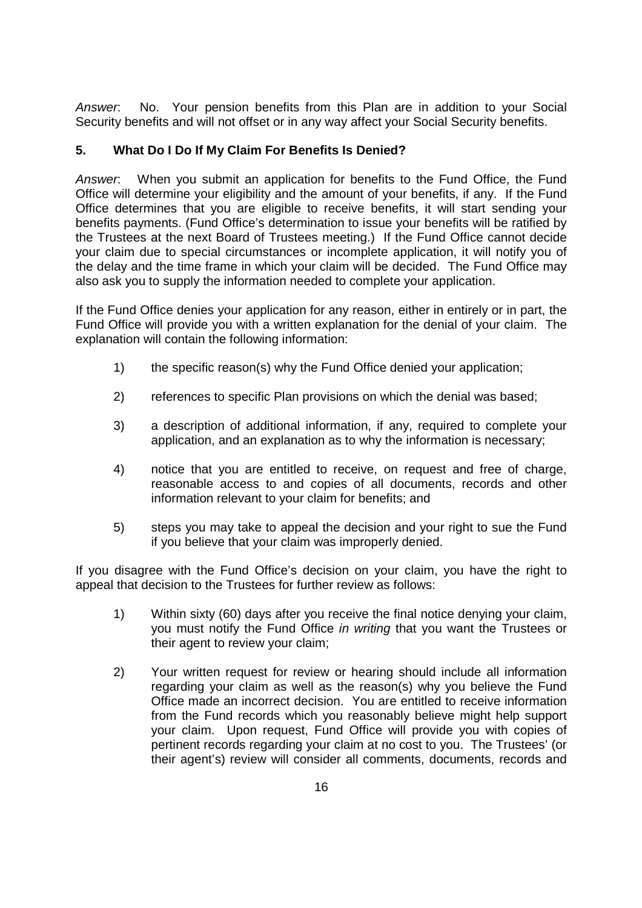*Answer*: No. Your pension benefits from this Plan are in addition to your Social Security benefits and will not offset or in any way affect your Social Security benefits.

### 5. What Do I Do If My Claim For Benefits Is Denied?

*Answer*: When you submit an application for benefits to the Fund Office, the Fund Office will determine your eligibility and the amount of your benefits, if any. If the Fund Office determines that you are eligible to receive benefits, it will start sending your benefits payments. (Fund Office's determination to issue your benefits will be ratified by the Trustees at the next Board of Trustees meeting.) If the Fund Office cannot decide your claim due to special circumstances or incomplete application, it will notify you of the delay and the time frame in which your claim will be decided. The Fund Office may also ask you to supply the information needed to complete your application.

If the Fund Office denies your application for any reason, either in entirely or in part, the Fund Office will provide you with a written explanation for the denial of your claim. The explanation will contain the following information:

1) the specific reason(s) why the Fund Office denied your application;

2) references to specific Plan provisions on which the denial was based;

3) a description of additional information, if any, required to complete your application, and an explanation as to why the information is necessary;

4) notice that you are entitled to receive, on request and free of charge, reasonable access to and copies of all documents, records and other information relevant to your claim for benefits; and

5) steps you may take to appeal the decision and your right to sue the Fund if you believe that your claim was improperly denied.

If you disagree with the Fund Office's decision on your claim, you have the right to appeal that decision to the Trustees for further review as follows:

1) Within sixty (60) days after you receive the final notice denying your claim, you must notify the Fund Office *in writing* that you want the Trustees or their agent to review your claim;

2) Your written request for review or hearing should include all information regarding your claim as well as the reason(s) why you believe the Fund Office made an incorrect decision. You are entitled to receive information from the Fund records which you reasonably believe might help support your claim. Upon request, Fund Office will provide you with copies of pertinent records regarding your claim at no cost to you. The Trustees' (or their agent's) review will consider all comments, documents, records and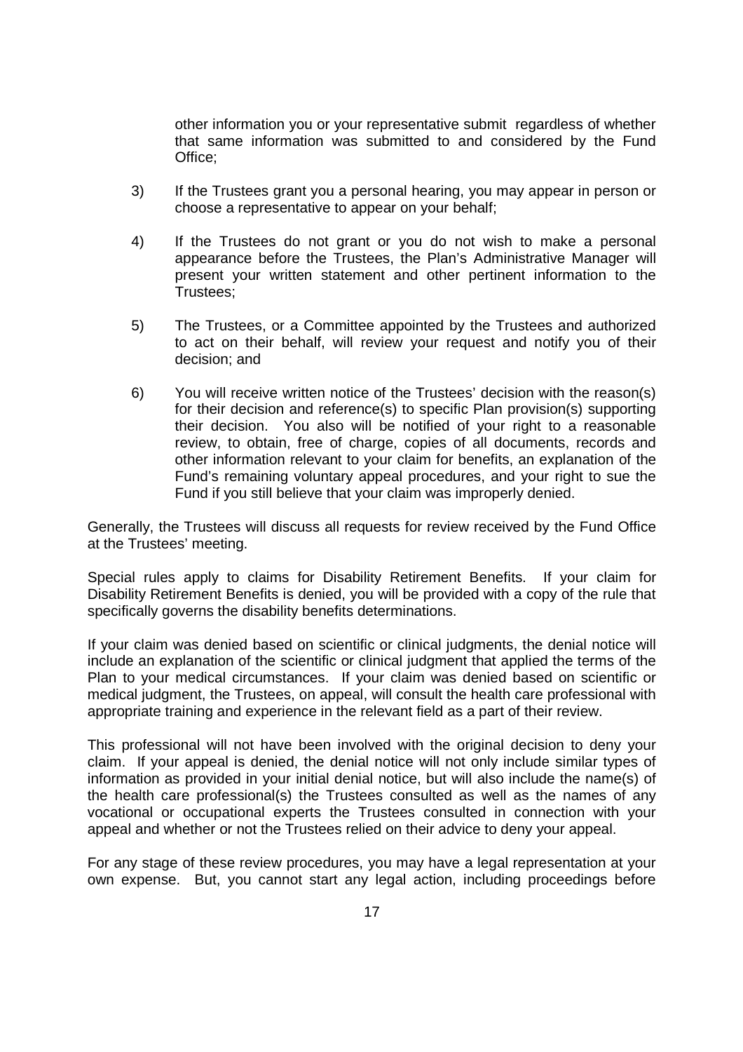other information you or your representative submit regardless of whether that same information was submitted to and considered by the Fund Office;

3) If the Trustees grant you a personal hearing, you may appear in person or choose a representative to appear on your behalf;

4) If the Trustees do not grant or you do not wish to make a personal appearance before the Trustees, the Plan's Administrative Manager will present your written statement and other pertinent information to the Trustees;

5) The Trustees, or a Committee appointed by the Trustees and authorized to act on their behalf, will review your request and notify you of their decision; and

6) You will receive written notice of the Trustees' decision with the reason(s) for their decision and reference(s) to specific Plan provision(s) supporting their decision. You also will be notified of your right to a reasonable review, to obtain, free of charge, copies of all documents, records and other information relevant to your claim for benefits, an explanation of the Fund's remaining voluntary appeal procedures, and your right to sue the Fund if you still believe that your claim was improperly denied.

Generally, the Trustees will discuss all requests for review received by the Fund Office at the Trustees' meeting.

Special rules apply to claims for Disability Retirement Benefits. If your claim for Disability Retirement Benefits is denied, you will be provided with a copy of the rule that specifically governs the disability benefits determinations.

If your claim was denied based on scientific or clinical judgments, the denial notice will include an explanation of the scientific or clinical judgment that applied the terms of the Plan to your medical circumstances. If your claim was denied based on scientific or medical judgment, the Trustees, on appeal, will consult the health care professional with appropriate training and experience in the relevant field as a part of their review.

This professional will not have been involved with the original decision to deny your claim. If your appeal is denied, the denial notice will not only include similar types of information as provided in your initial denial notice, but will also include the name(s) of the health care professional(s) the Trustees consulted as well as the names of any vocational or occupational experts the Trustees consulted in connection with your appeal and whether or not the Trustees relied on their advice to deny your appeal.

For any stage of these review procedures, you may have a legal representation at your own expense. But, you cannot start any legal action, including proceedings before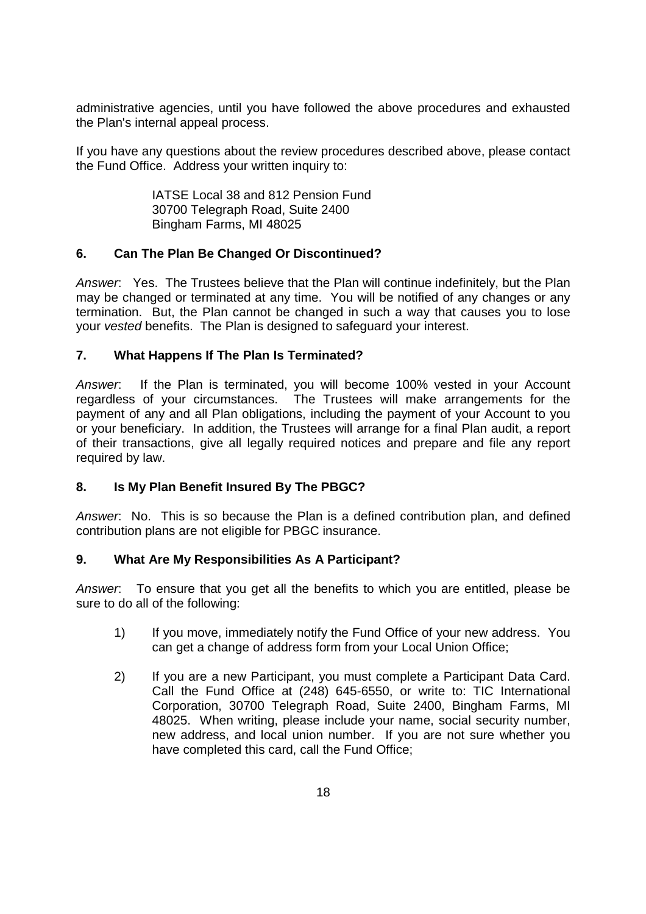administrative agencies, until you have followed the above procedures and exhausted the Plan's internal appeal process.

If you have any questions about the review procedures described above, please contact the Fund Office. Address your written inquiry to:

> IATSE Local 38 and 812 Pension Fund
> 30700 Telegraph Road, Suite 2400
> Bingham Farms, MI 48025

### 6. Can The Plan Be Changed Or Discontinued?

*Answer*: Yes. The Trustees believe that the Plan will continue indefinitely, but the Plan may be changed or terminated at any time. You will be notified of any changes or any termination. But, the Plan cannot be changed in such a way that causes you to lose your *vested* benefits. The Plan is designed to safeguard your interest.

### 7. What Happens If The Plan Is Terminated?

*Answer*: If the Plan is terminated, you will become 100% vested in your Account regardless of your circumstances. The Trustees will make arrangements for the payment of any and all Plan obligations, including the payment of your Account to you or your beneficiary. In addition, the Trustees will arrange for a final Plan audit, a report of their transactions, give all legally required notices and prepare and file any report required by law.

### 8. Is My Plan Benefit Insured By The PBGC?

*Answer*: No. This is so because the Plan is a defined contribution plan, and defined contribution plans are not eligible for PBGC insurance.

### 9. What Are My Responsibilities As A Participant?

*Answer*: To ensure that you get all the benefits to which you are entitled, please be sure to do all of the following:

1) If you move, immediately notify the Fund Office of your new address. You can get a change of address form from your Local Union Office;

2) If you are a new Participant, you must complete a Participant Data Card. Call the Fund Office at (248) 645-6550, or write to: TIC International Corporation, 30700 Telegraph Road, Suite 2400, Bingham Farms, MI 48025. When writing, please include your name, social security number, new address, and local union number. If you are not sure whether you have completed this card, call the Fund Office;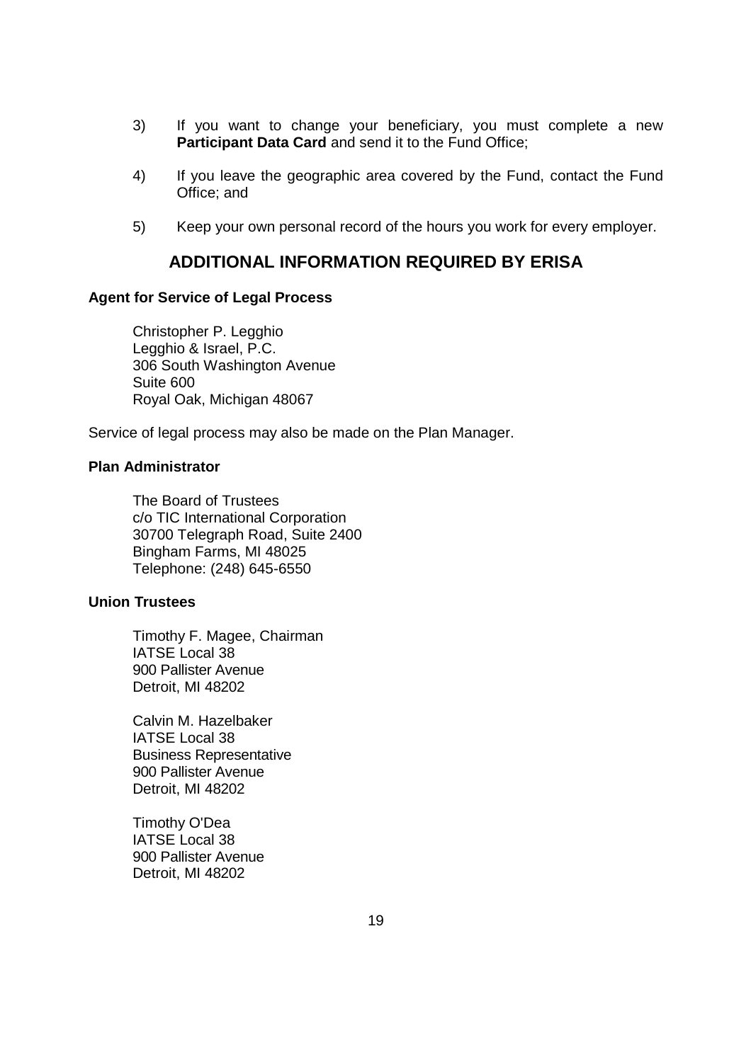3) If you want to change your beneficiary, you must complete a new **Participant Data Card** and send it to the Fund Office;

4) If you leave the geographic area covered by the Fund, contact the Fund Office; and

5) Keep your own personal record of the hours you work for every employer.

## ADDITIONAL INFORMATION REQUIRED BY ERISA

**Agent for Service of Legal Process**

Christopher P. Legghio
Legghio & Israel, P.C.
306 South Washington Avenue
Suite 600
Royal Oak, Michigan 48067

Service of legal process may also be made on the Plan Manager.

**Plan Administrator**

The Board of Trustees
c/o TIC International Corporation
30700 Telegraph Road, Suite 2400
Bingham Farms, MI 48025
Telephone: (248) 645-6550

**Union Trustees**

Timothy F. Magee, Chairman
IATSE Local 38
900 Pallister Avenue
Detroit, MI 48202

Calvin M. Hazelbaker
IATSE Local 38
Business Representative
900 Pallister Avenue
Detroit, MI 48202

Timothy O'Dea
IATSE Local 38
900 Pallister Avenue
Detroit, MI 48202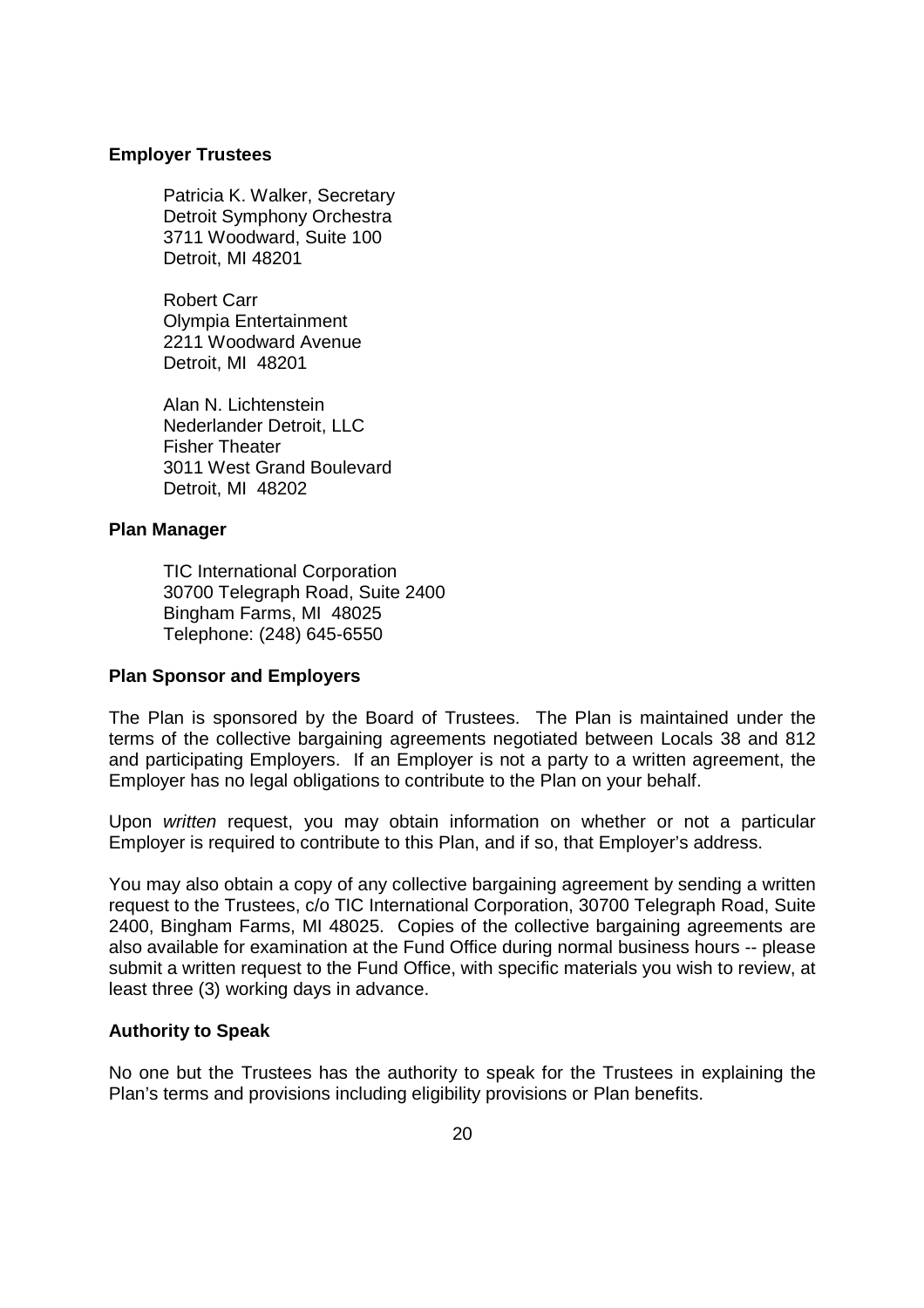**Employer Trustees**

Patricia K. Walker, Secretary
Detroit Symphony Orchestra
3711 Woodward, Suite 100
Detroit, MI 48201

Robert Carr
Olympia Entertainment
2211 Woodward Avenue
Detroit, MI 48201

Alan N. Lichtenstein
Nederlander Detroit, LLC
Fisher Theater
3011 West Grand Boulevard
Detroit, MI 48202

**Plan Manager**

TIC International Corporation
30700 Telegraph Road, Suite 2400
Bingham Farms, MI 48025
Telephone: (248) 645-6550

**Plan Sponsor and Employers**

The Plan is sponsored by the Board of Trustees. The Plan is maintained under the terms of the collective bargaining agreements negotiated between Locals 38 and 812 and participating Employers. If an Employer is not a party to a written agreement, the Employer has no legal obligations to contribute to the Plan on your behalf.

Upon *written* request, you may obtain information on whether or not a particular Employer is required to contribute to this Plan, and if so, that Employer's address.

You may also obtain a copy of any collective bargaining agreement by sending a written request to the Trustees, c/o TIC International Corporation, 30700 Telegraph Road, Suite 2400, Bingham Farms, MI 48025. Copies of the collective bargaining agreements are also available for examination at the Fund Office during normal business hours -- please submit a written request to the Fund Office, with specific materials you wish to review, at least three (3) working days in advance.

**Authority to Speak**

No one but the Trustees has the authority to speak for the Trustees in explaining the Plan's terms and provisions including eligibility provisions or Plan benefits.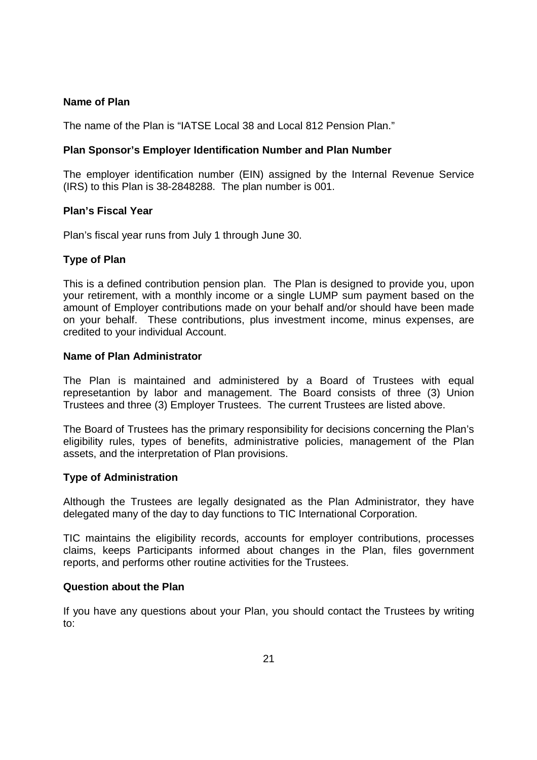**Name of Plan**

The name of the Plan is "IATSE Local 38 and Local 812 Pension Plan."

**Plan Sponsor's Employer Identification Number and Plan Number**

The employer identification number (EIN) assigned by the Internal Revenue Service (IRS) to this Plan is 38-2848288. The plan number is 001.

**Plan's Fiscal Year**

Plan's fiscal year runs from July 1 through June 30.

**Type of Plan**

This is a defined contribution pension plan. The Plan is designed to provide you, upon your retirement, with a monthly income or a single LUMP sum payment based on the amount of Employer contributions made on your behalf and/or should have been made on your behalf. These contributions, plus investment income, minus expenses, are credited to your individual Account.

**Name of Plan Administrator**

The Plan is maintained and administered by a Board of Trustees with equal represetantion by labor and management. The Board consists of three (3) Union Trustees and three (3) Employer Trustees. The current Trustees are listed above.

The Board of Trustees has the primary responsibility for decisions concerning the Plan's eligibility rules, types of benefits, administrative policies, management of the Plan assets, and the interpretation of Plan provisions.

**Type of Administration**

Although the Trustees are legally designated as the Plan Administrator, they have delegated many of the day to day functions to TIC International Corporation.

TIC maintains the eligibility records, accounts for employer contributions, processes claims, keeps Participants informed about changes in the Plan, files government reports, and performs other routine activities for the Trustees.

**Question about the Plan**

If you have any questions about your Plan, you should contact the Trustees by writing to: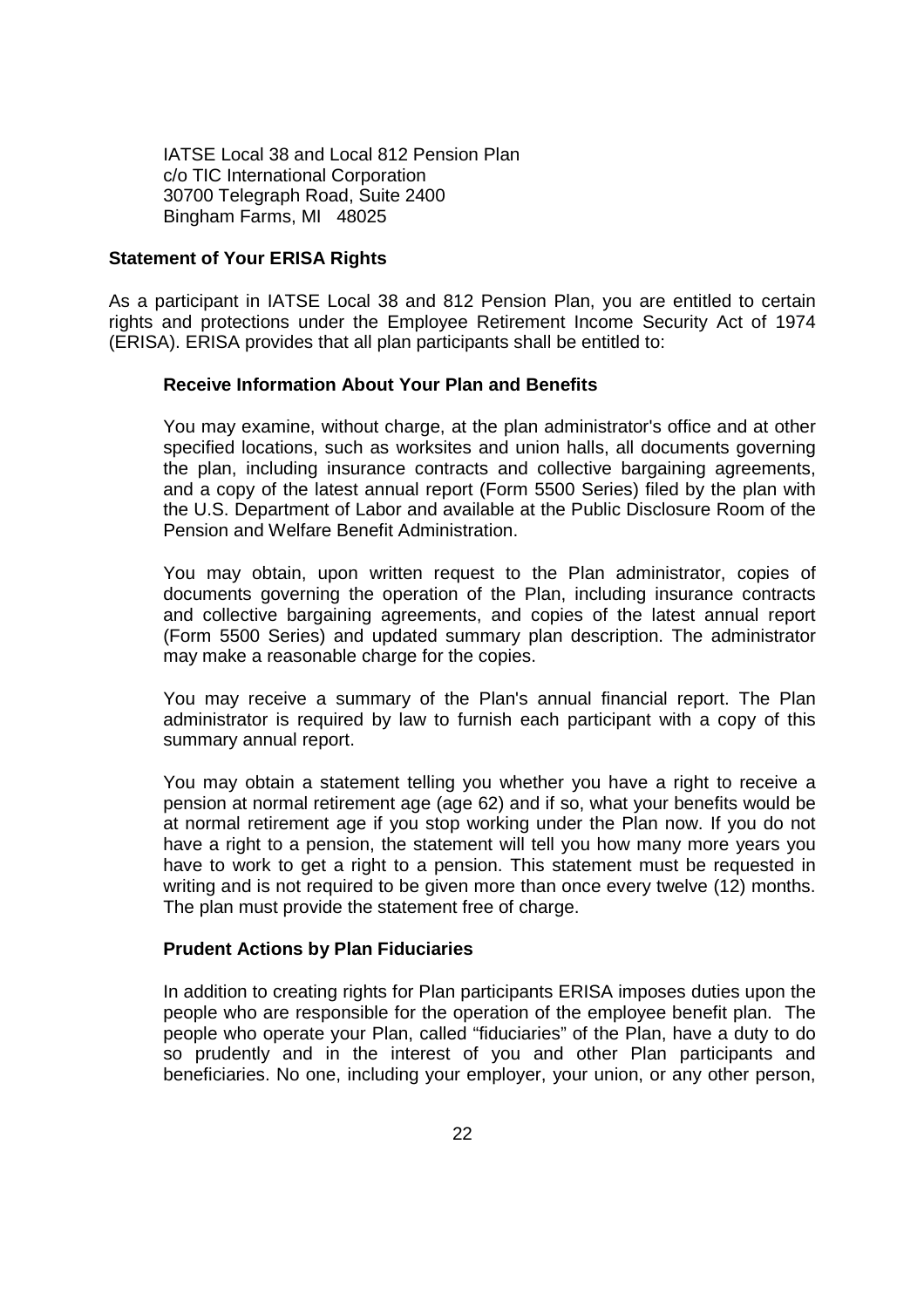IATSE Local 38 and Local 812 Pension Plan
c/o TIC International Corporation
30700 Telegraph Road, Suite 2400
Bingham Farms, MI 48025

**Statement of Your ERISA Rights**

As a participant in IATSE Local 38 and 812 Pension Plan, you are entitled to certain rights and protections under the Employee Retirement Income Security Act of 1974 (ERISA). ERISA provides that all plan participants shall be entitled to:

**Receive Information About Your Plan and Benefits**

You may examine, without charge, at the plan administrator's office and at other specified locations, such as worksites and union halls, all documents governing the plan, including insurance contracts and collective bargaining agreements, and a copy of the latest annual report (Form 5500 Series) filed by the plan with the U.S. Department of Labor and available at the Public Disclosure Room of the Pension and Welfare Benefit Administration.

You may obtain, upon written request to the Plan administrator, copies of documents governing the operation of the Plan, including insurance contracts and collective bargaining agreements, and copies of the latest annual report (Form 5500 Series) and updated summary plan description. The administrator may make a reasonable charge for the copies.

You may receive a summary of the Plan's annual financial report. The Plan administrator is required by law to furnish each participant with a copy of this summary annual report.

You may obtain a statement telling you whether you have a right to receive a pension at normal retirement age (age 62) and if so, what your benefits would be at normal retirement age if you stop working under the Plan now. If you do not have a right to a pension, the statement will tell you how many more years you have to work to get a right to a pension. This statement must be requested in writing and is not required to be given more than once every twelve (12) months. The plan must provide the statement free of charge.

**Prudent Actions by Plan Fiduciaries**

In addition to creating rights for Plan participants ERISA imposes duties upon the people who are responsible for the operation of the employee benefit plan. The people who operate your Plan, called "fiduciaries" of the Plan, have a duty to do so prudently and in the interest of you and other Plan participants and beneficiaries. No one, including your employer, your union, or any other person,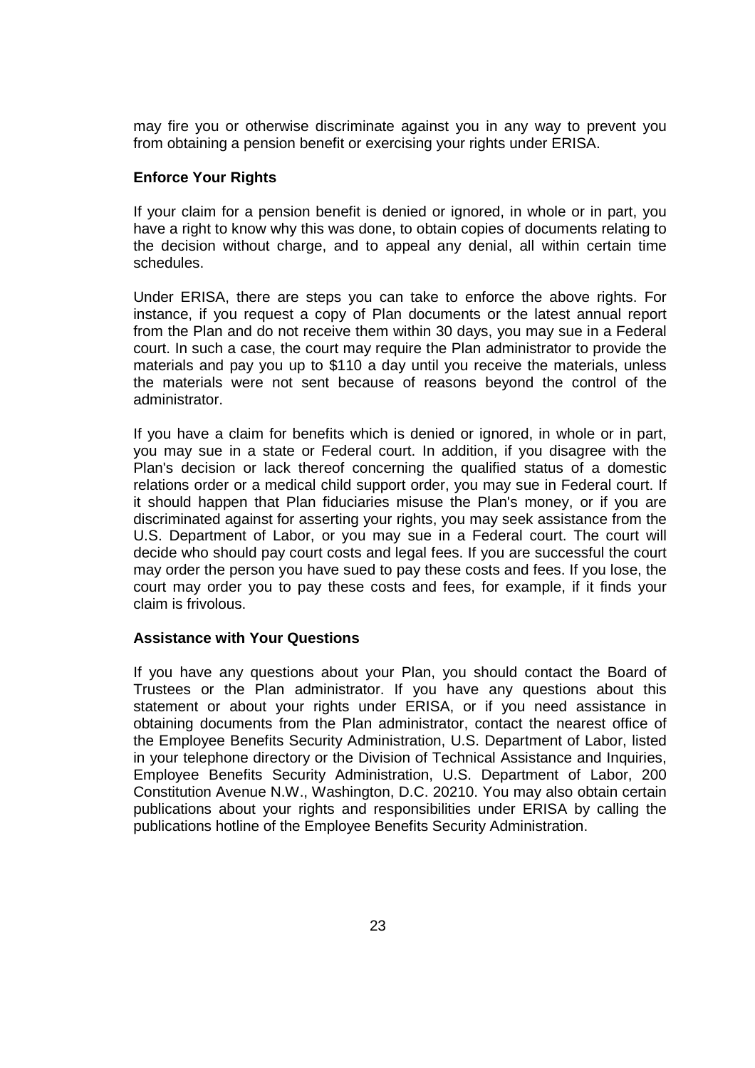may fire you or otherwise discriminate against you in any way to prevent you from obtaining a pension benefit or exercising your rights under ERISA.

**Enforce Your Rights**

If your claim for a pension benefit is denied or ignored, in whole or in part, you have a right to know why this was done, to obtain copies of documents relating to the decision without charge, and to appeal any denial, all within certain time schedules.

Under ERISA, there are steps you can take to enforce the above rights. For instance, if you request a copy of Plan documents or the latest annual report from the Plan and do not receive them within 30 days, you may sue in a Federal court. In such a case, the court may require the Plan administrator to provide the materials and pay you up to $110 a day until you receive the materials, unless the materials were not sent because of reasons beyond the control of the administrator.

If you have a claim for benefits which is denied or ignored, in whole or in part, you may sue in a state or Federal court. In addition, if you disagree with the Plan's decision or lack thereof concerning the qualified status of a domestic relations order or a medical child support order, you may sue in Federal court. If it should happen that Plan fiduciaries misuse the Plan's money, or if you are discriminated against for asserting your rights, you may seek assistance from the U.S. Department of Labor, or you may sue in a Federal court. The court will decide who should pay court costs and legal fees. If you are successful the court may order the person you have sued to pay these costs and fees. If you lose, the court may order you to pay these costs and fees, for example, if it finds your claim is frivolous.

**Assistance with Your Questions**

If you have any questions about your Plan, you should contact the Board of Trustees or the Plan administrator. If you have any questions about this statement or about your rights under ERISA, or if you need assistance in obtaining documents from the Plan administrator, contact the nearest office of the Employee Benefits Security Administration, U.S. Department of Labor, listed in your telephone directory or the Division of Technical Assistance and Inquiries, Employee Benefits Security Administration, U.S. Department of Labor, 200 Constitution Avenue N.W., Washington, D.C. 20210. You may also obtain certain publications about your rights and responsibilities under ERISA by calling the publications hotline of the Employee Benefits Security Administration.